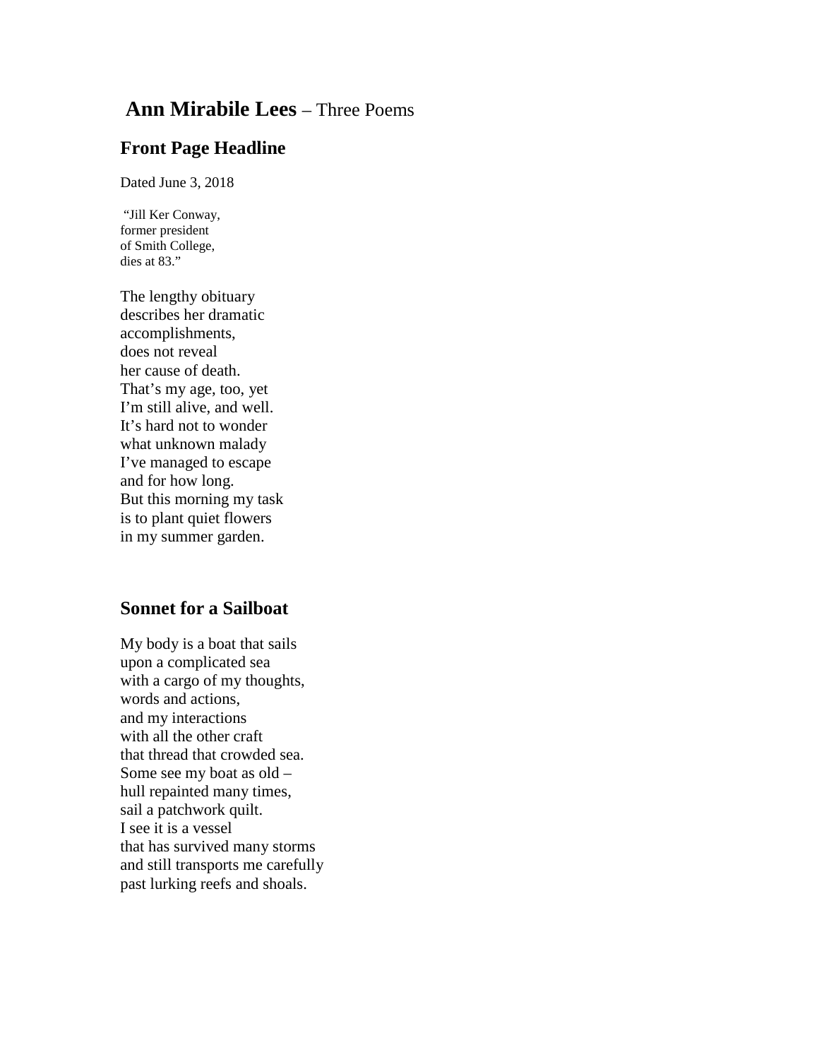# **Ann Mirabile Lees** – Three Poems

## Front Page Headline

Dated June 3, 2018

"Jill Ker Conway,  
former president  
of Smith College,  
dies at 83."

The lengthy obituary  
describes her dramatic  
accomplishments,  
does not reveal  
her cause of death.  
That's my age, too, yet  
I'm still alive, and well.  
It's hard not to wonder  
what unknown malady  
I've managed to escape  
and for how long.  
But this morning my task  
is to plant quiet flowers  
in my summer garden.

## Sonnet for a Sailboat

My body is a boat that sails  
upon a complicated sea  
with a cargo of my thoughts,  
words and actions,  
and my interactions  
with all the other craft  
that thread that crowded sea.  
Some see my boat as old –  
hull repainted many times,  
sail a patchwork quilt.  
I see it is a vessel  
that has survived many storms  
and still transports me carefully  
past lurking reefs and shoals.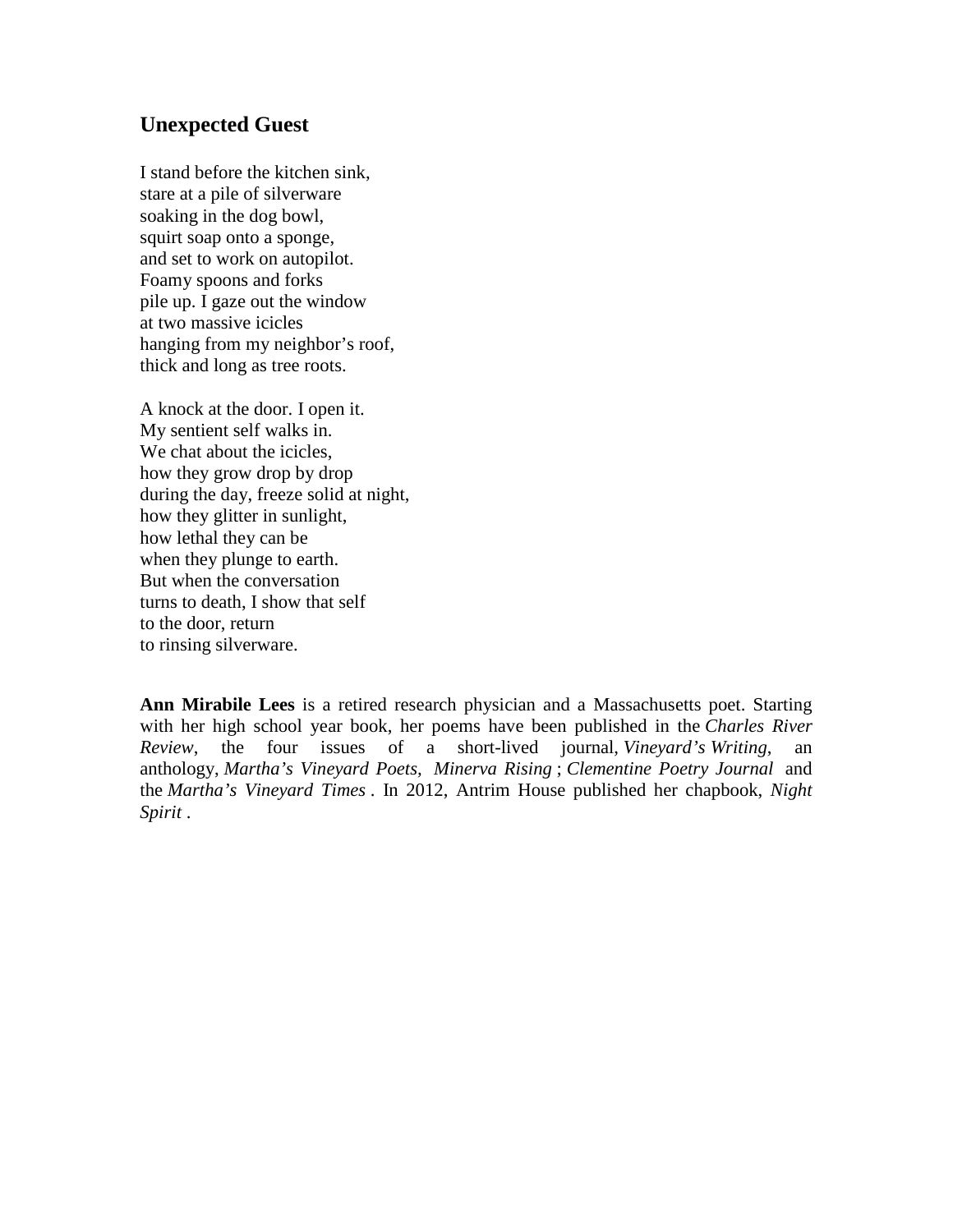## Unexpected Guest

I stand before the kitchen sink,
stare at a pile of silverware
soaking in the dog bowl,
squirt soap onto a sponge,
and set to work on autopilot.
Foamy spoons and forks
pile up. I gaze out the window
at two massive icicles
hanging from my neighbor's roof,
thick and long as tree roots.

A knock at the door. I open it.
My sentient self walks in.
We chat about the icicles,
how they grow drop by drop
during the day, freeze solid at night,
how they glitter in sunlight,
how lethal they can be
when they plunge to earth.
But when the conversation
turns to death, I show that self
to the door, return
to rinsing silverware.

**Ann Mirabile Lees** is a retired research physician and a Massachusetts poet. Starting with her high school year book, her poems have been published in the *Charles River Review*, the four issues of a short-lived journal, *Vineyard's Writing*, an anthology, *Martha's Vineyard Poets, Minerva Rising* ; *Clementine Poetry Journal* and the *Martha's Vineyard Times* . In 2012, Antrim House published her chapbook, *Night Spirit* .